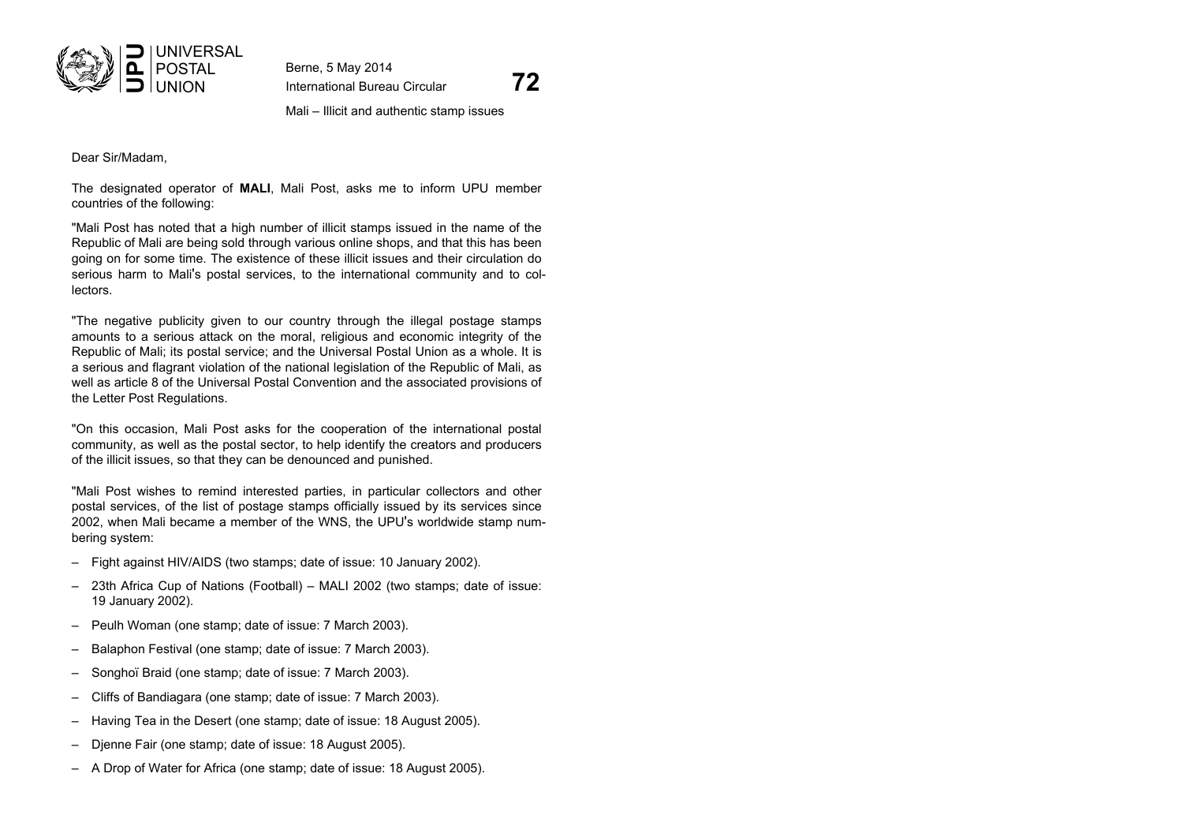UNIVERSAL POSTAL UNION

Berne, 5 May 2014

International Bureau Circular **72**

Mali – Illicit and authentic stamp issues

Dear Sir/Madam,

The designated operator of **MALI**, Mali Post, asks me to inform UPU member countries of the following:

"Mali Post has noted that a high number of illicit stamps issued in the name of the Republic of Mali are being sold through various online shops, and that this has been going on for some time. The existence of these illicit issues and their circulation do serious harm to Mali's postal services, to the international community and to collectors.

"The negative publicity given to our country through the illegal postage stamps amounts to a serious attack on the moral, religious and economic integrity of the Republic of Mali; its postal service; and the Universal Postal Union as a whole. It is a serious and flagrant violation of the national legislation of the Republic of Mali, as well as article 8 of the Universal Postal Convention and the associated provisions of the Letter Post Regulations.

"On this occasion, Mali Post asks for the cooperation of the international postal community, as well as the postal sector, to help identify the creators and producers of the illicit issues, so that they can be denounced and punished.

"Mali Post wishes to remind interested parties, in particular collectors and other postal services, of the list of postage stamps officially issued by its services since 2002, when Mali became a member of the WNS, the UPU's worldwide stamp numbering system:

- Fight against HIV/AIDS (two stamps; date of issue: 10 January 2002).
- 23th Africa Cup of Nations (Football) – MALI 2002 (two stamps; date of issue: 19 January 2002).
- Peulh Woman (one stamp; date of issue: 7 March 2003).
- Balaphon Festival (one stamp; date of issue: 7 March 2003).
- Songhoï Braid (one stamp; date of issue: 7 March 2003).
- Cliffs of Bandiagara (one stamp; date of issue: 7 March 2003).
- Having Tea in the Desert (one stamp; date of issue: 18 August 2005).
- Djenne Fair (one stamp; date of issue: 18 August 2005).
- A Drop of Water for Africa (one stamp; date of issue: 18 August 2005).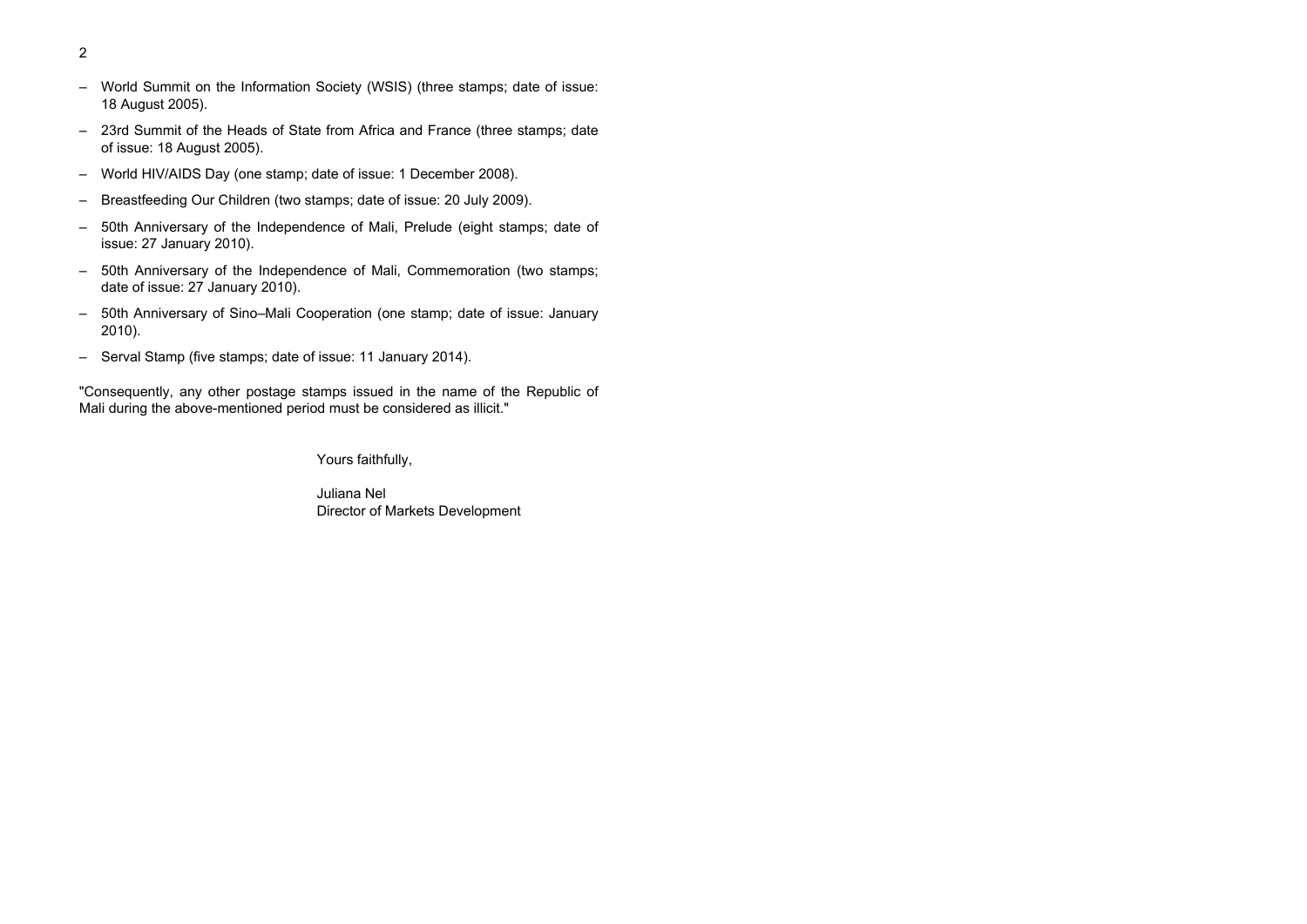- World Summit on the Information Society (WSIS) (three stamps; date of issue: 18 August 2005).
- 23rd Summit of the Heads of State from Africa and France (three stamps; date of issue: 18 August 2005).
- World HIV/AIDS Day (one stamp; date of issue: 1 December 2008).
- Breastfeeding Our Children (two stamps; date of issue: 20 July 2009).
- 50th Anniversary of the Independence of Mali, Prelude (eight stamps; date of issue: 27 January 2010).
- 50th Anniversary of the Independence of Mali, Commemoration (two stamps; date of issue: 27 January 2010).
- 50th Anniversary of Sino–Mali Cooperation (one stamp; date of issue: January 2010).
- Serval Stamp (five stamps; date of issue: 11 January 2014).

"Consequently, any other postage stamps issued in the name of the Republic of Mali during the above-mentioned period must be considered as illicit."

Yours faithfully,

Juliana Nel
Director of Markets Development